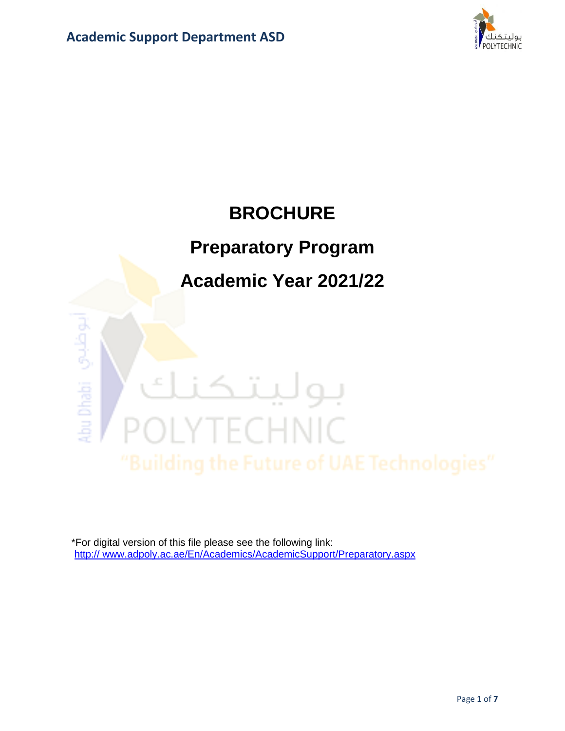# BROCHURE

# Preparatory Program

# Academic Year 2021/22

*For digital version of this file please see the following link:
http:// www.adpoly.ac.ae/En/Academics/AcademicSupport/Preparatory.aspx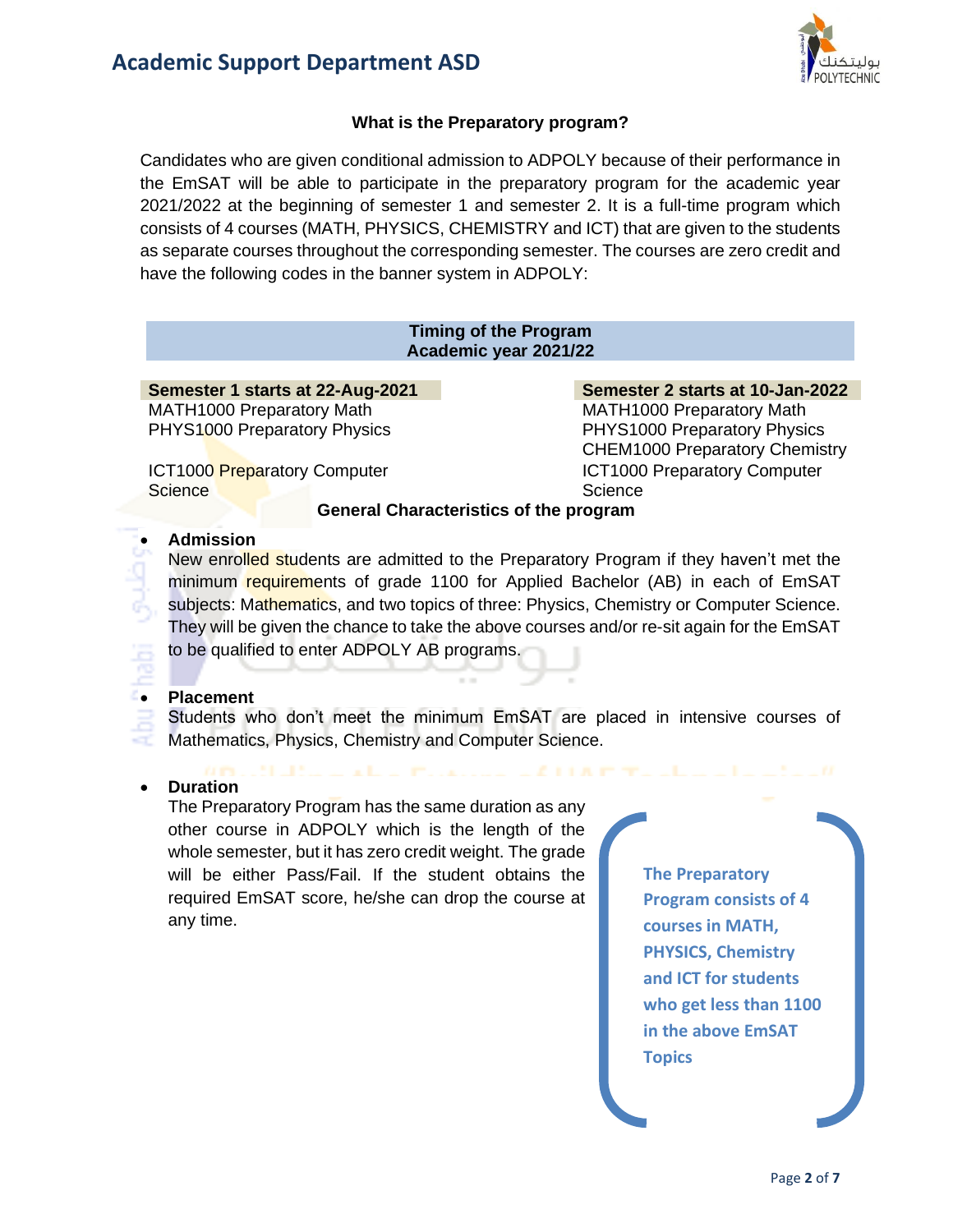### What is the Preparatory program?

Candidates who are given conditional admission to ADPOLY because of their performance in the EmSAT will be able to participate in the preparatory program for the academic year 2021/2022 at the beginning of semester 1 and semester 2. It is a full-time program which consists of 4 courses (MATH, PHYSICS, CHEMISTRY and ICT) that are given to the students as separate courses throughout the corresponding semester. The courses are zero credit and have the following codes in the banner system in ADPOLY:

| Timing of the Program<br>Academic year 2021/22 | |
|---|---|
| **Semester 1 starts at 22-Aug-2021** | **Semester 2 starts at 10-Jan-2022** |
| MATH1000 Preparatory Math | MATH1000 Preparatory Math |
| PHYS1000 Preparatory Physics | PHYS1000 Preparatory Physics |
| | CHEM1000 Preparatory Chemistry |
| ICT1000 Preparatory Computer Science | ICT1000 Preparatory Computer Science |

### General Characteristics of the program

- **Admission**
  New enrolled students are admitted to the Preparatory Program if they haven't met the minimum requirements of grade 1100 for Applied Bachelor (AB) in each of EmSAT subjects: Mathematics, and two topics of three: Physics, Chemistry or Computer Science. They will be given the chance to take the above courses and/or re-sit again for the EmSAT to be qualified to enter ADPOLY AB programs.

- **Placement**
  Students who don't meet the minimum EmSAT are placed in intensive courses of Mathematics, Physics, Chemistry and Computer Science.

- **Duration**
  The Preparatory Program has the same duration as any other course in ADPOLY which is the length of the whole semester, but it has zero credit weight. The grade will be either Pass/Fail. If the student obtains the required EmSAT score, he/she can drop the course at any time.

**The Preparatory Program consists of 4 courses in MATH, PHYSICS, Chemistry and ICT for students who get less than 1100 in the above EmSAT Topics**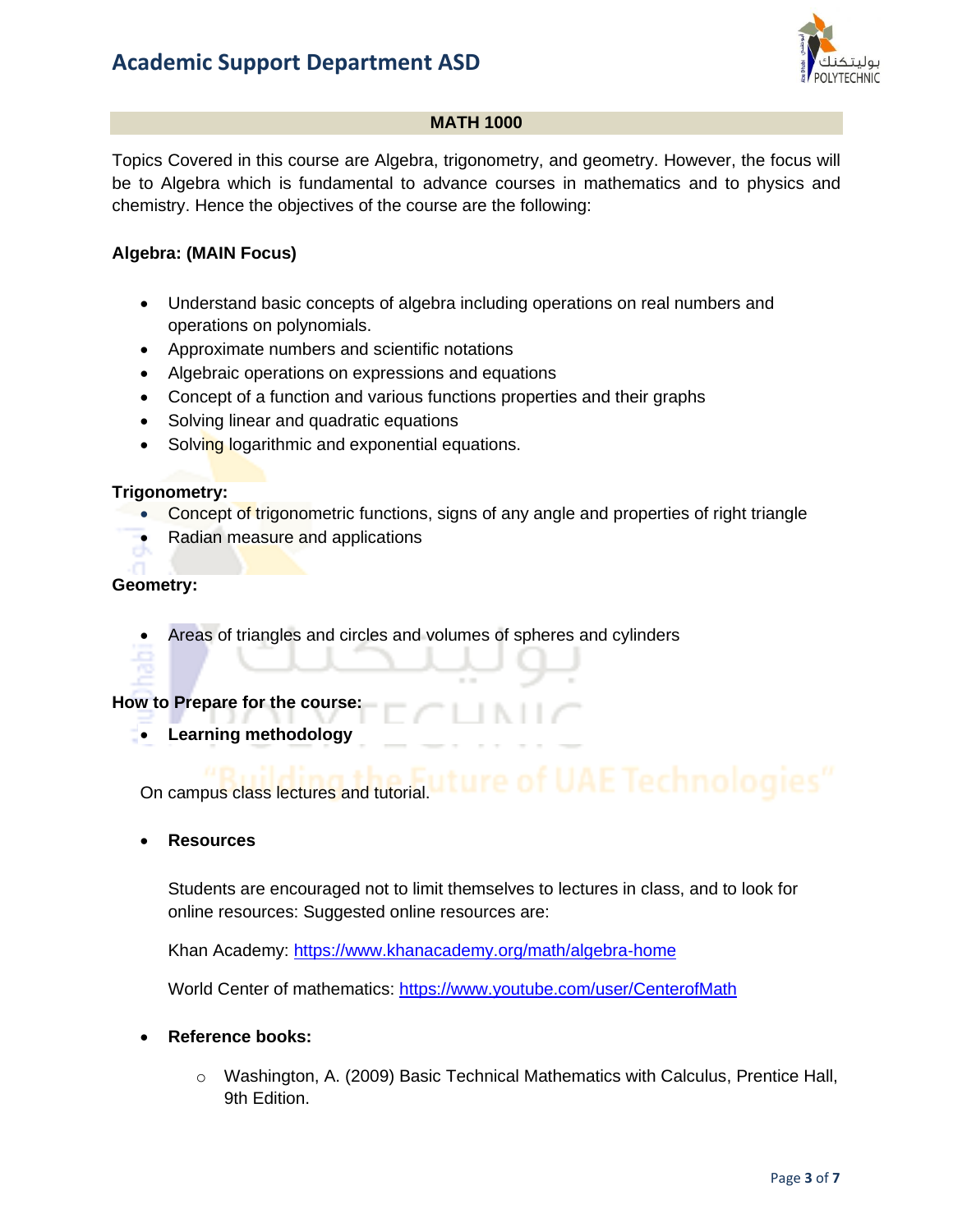## MATH 1000

Topics Covered in this course are Algebra, trigonometry, and geometry. However, the focus will be to Algebra which is fundamental to advance courses in mathematics and to physics and chemistry. Hence the objectives of the course are the following:

**Algebra: (MAIN Focus)**

- Understand basic concepts of algebra including operations on real numbers and operations on polynomials.
- Approximate numbers and scientific notations
- Algebraic operations on expressions and equations
- Concept of a function and various functions properties and their graphs
- Solving linear and quadratic equations
- Solving logarithmic and exponential equations.

**Trigonometry:**

- Concept of trigonometric functions, signs of any angle and properties of right triangle
- Radian measure and applications

**Geometry:**

- Areas of triangles and circles and volumes of spheres and cylinders

**How to Prepare for the course:**

- **Learning methodology**

  On campus class lectures and tutorial.

- **Resources**

  Students are encouraged not to limit themselves to lectures in class, and to look for online resources: Suggested online resources are:

  Khan Academy: https://www.khanacademy.org/math/algebra-home

  World Center of mathematics: https://www.youtube.com/user/CenterofMath

- **Reference books:**
  - Washington, A. (2009) Basic Technical Mathematics with Calculus, Prentice Hall, 9th Edition.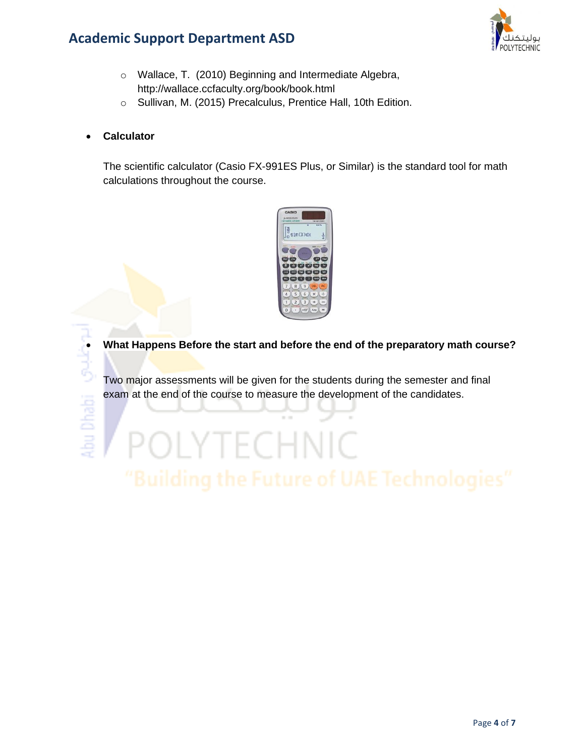- Wallace, T. (2010) Beginning and Intermediate Algebra, http://wallace.ccfaculty.org/book/book.html
- Sullivan, M. (2015) Precalculus, Prentice Hall, 10th Edition.

- **Calculator**

  The scientific calculator (Casio FX-991ES Plus, or Similar) is the standard tool for math calculations throughout the course.

- **What Happens Before the start and before the end of the preparatory math course?**

  Two major assessments will be given for the students during the semester and final exam at the end of the course to measure the development of the candidates.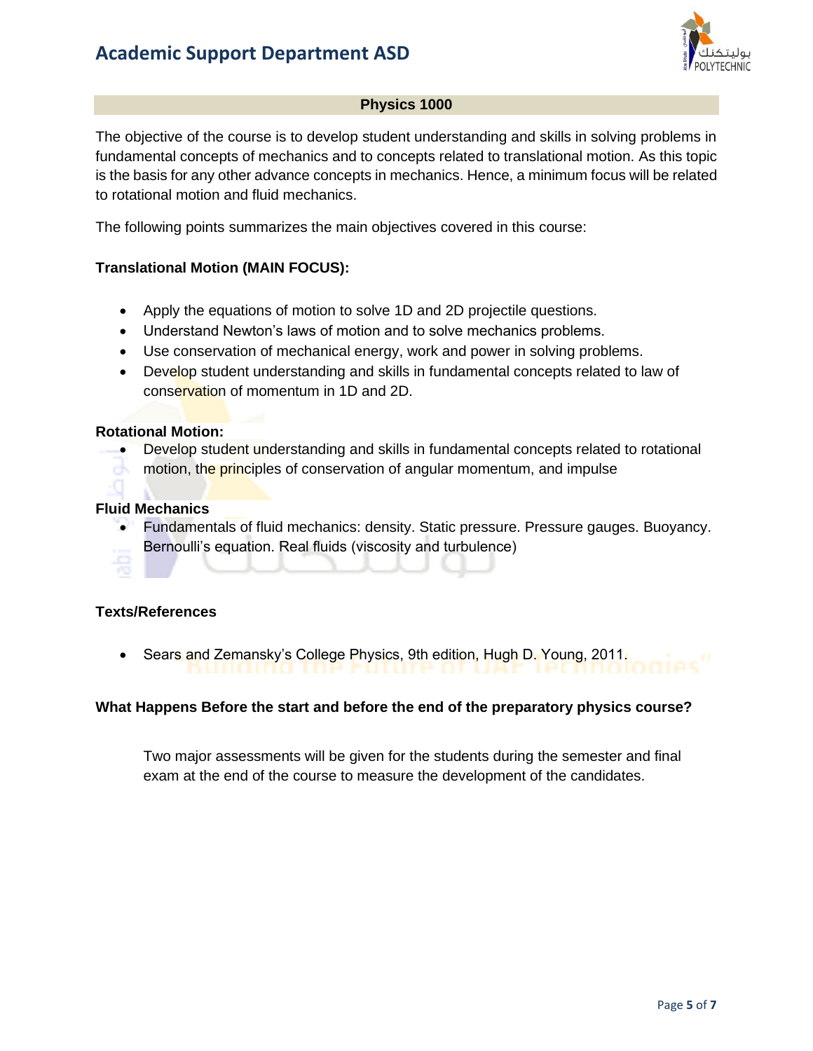## Physics 1000

The objective of the course is to develop student understanding and skills in solving problems in fundamental concepts of mechanics and to concepts related to translational motion. As this topic is the basis for any other advance concepts in mechanics. Hence, a minimum focus will be related to rotational motion and fluid mechanics.

The following points summarizes the main objectives covered in this course:

### Translational Motion (MAIN FOCUS):

- Apply the equations of motion to solve 1D and 2D projectile questions.
- Understand Newton's laws of motion and to solve mechanics problems.
- Use conservation of mechanical energy, work and power in solving problems.
- Develop student understanding and skills in fundamental concepts related to law of conservation of momentum in 1D and 2D.

### Rotational Motion:

- Develop student understanding and skills in fundamental concepts related to rotational motion, the principles of conservation of angular momentum, and impulse

### Fluid Mechanics

- Fundamentals of fluid mechanics: density. Static pressure. Pressure gauges. Buoyancy. Bernoulli's equation. Real fluids (viscosity and turbulence)

### Texts/References

- Sears and Zemansky's College Physics, 9th edition, Hugh D. Young, 2011.

### What Happens Before the start and before the end of the preparatory physics course?

Two major assessments will be given for the students during the semester and final exam at the end of the course to measure the development of the candidates.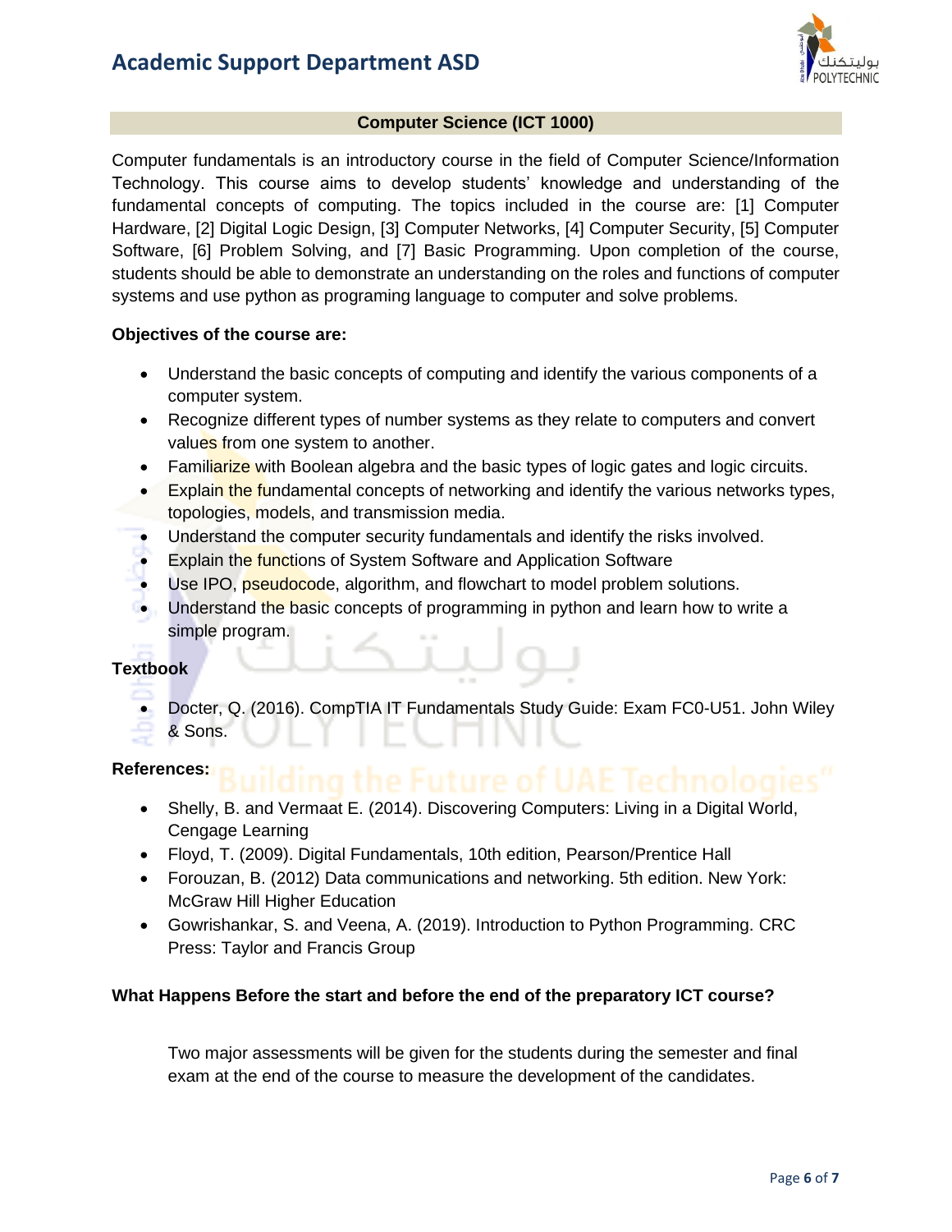## Computer Science (ICT 1000)

Computer fundamentals is an introductory course in the field of Computer Science/Information Technology. This course aims to develop students' knowledge and understanding of the fundamental concepts of computing. The topics included in the course are: [1] Computer Hardware, [2] Digital Logic Design, [3] Computer Networks, [4] Computer Security, [5] Computer Software, [6] Problem Solving, and [7] Basic Programming. Upon completion of the course, students should be able to demonstrate an understanding on the roles and functions of computer systems and use python as programing language to computer and solve problems.

**Objectives of the course are:**

- Understand the basic concepts of computing and identify the various components of a computer system.
- Recognize different types of number systems as they relate to computers and convert values from one system to another.
- Familiarize with Boolean algebra and the basic types of logic gates and logic circuits.
- Explain the fundamental concepts of networking and identify the various networks types, topologies, models, and transmission media.
- Understand the computer security fundamentals and identify the risks involved.
- Explain the functions of System Software and Application Software
- Use IPO, pseudocode, algorithm, and flowchart to model problem solutions.
- Understand the basic concepts of programming in python and learn how to write a simple program.

**Textbook**

- Docter, Q. (2016). CompTIA IT Fundamentals Study Guide: Exam FC0-U51. John Wiley & Sons.

**References:**

- Shelly, B. and Vermaat E. (2014). Discovering Computers: Living in a Digital World, Cengage Learning
- Floyd, T. (2009). Digital Fundamentals, 10th edition, Pearson/Prentice Hall
- Forouzan, B. (2012) Data communications and networking. 5th edition. New York: McGraw Hill Higher Education
- Gowrishankar, S. and Veena, A. (2019). Introduction to Python Programming. CRC Press: Taylor and Francis Group

**What Happens Before the start and before the end of the preparatory ICT course?**

Two major assessments will be given for the students during the semester and final exam at the end of the course to measure the development of the candidates.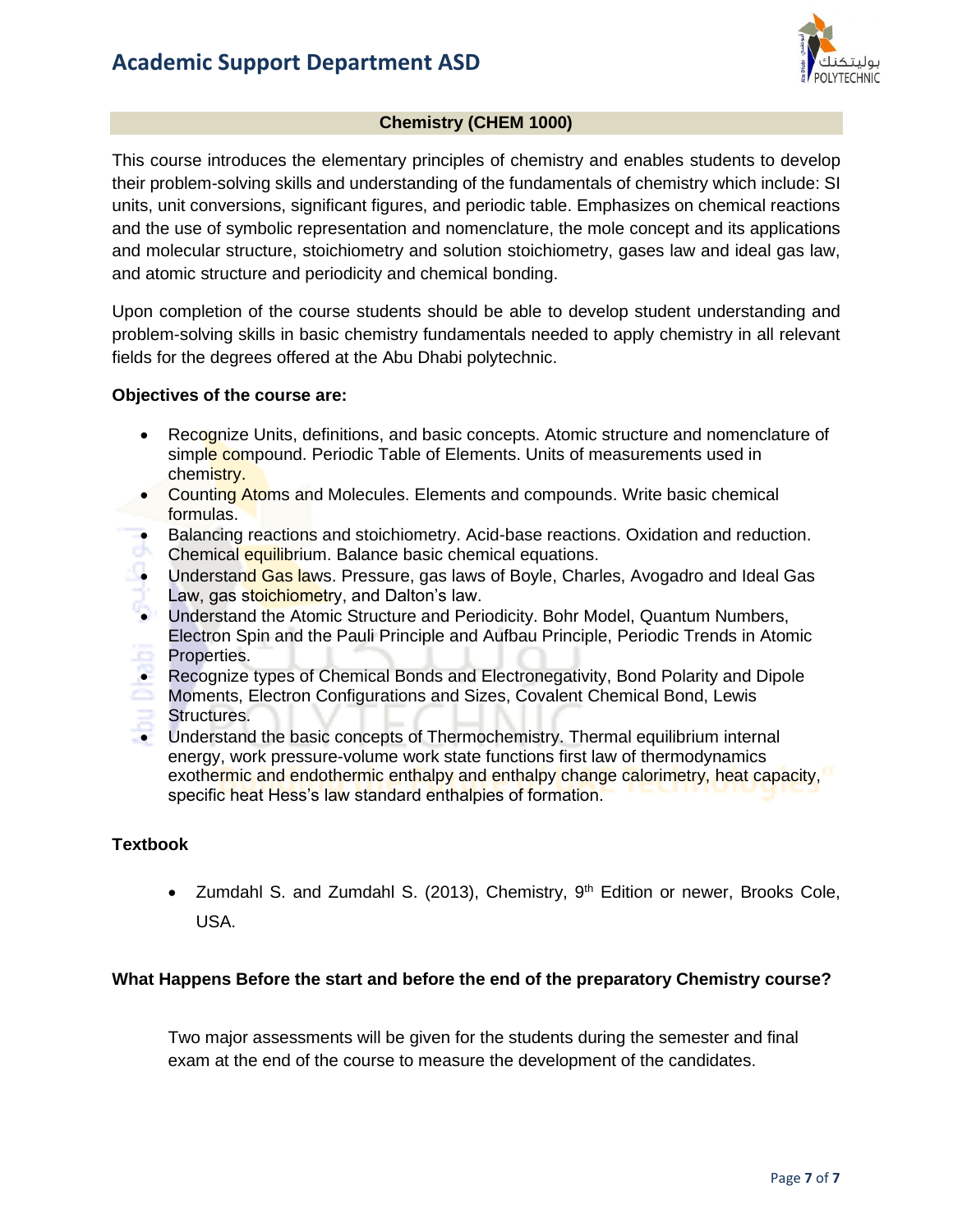## Chemistry (CHEM 1000)

This course introduces the elementary principles of chemistry and enables students to develop their problem-solving skills and understanding of the fundamentals of chemistry which include: SI units, unit conversions, significant figures, and periodic table. Emphasizes on chemical reactions and the use of symbolic representation and nomenclature, the mole concept and its applications and molecular structure, stoichiometry and solution stoichiometry, gases law and ideal gas law, and atomic structure and periodicity and chemical bonding.

Upon completion of the course students should be able to develop student understanding and problem-solving skills in basic chemistry fundamentals needed to apply chemistry in all relevant fields for the degrees offered at the Abu Dhabi polytechnic.

**Objectives of the course are:**

- Recognize Units, definitions, and basic concepts. Atomic structure and nomenclature of simple compound. Periodic Table of Elements. Units of measurements used in chemistry.
- Counting Atoms and Molecules. Elements and compounds. Write basic chemical formulas.
- Balancing reactions and stoichiometry. Acid-base reactions. Oxidation and reduction. Chemical equilibrium. Balance basic chemical equations.
- Understand Gas laws. Pressure, gas laws of Boyle, Charles, Avogadro and Ideal Gas Law, gas stoichiometry, and Dalton's law.
- Understand the Atomic Structure and Periodicity. Bohr Model, Quantum Numbers, Electron Spin and the Pauli Principle and Aufbau Principle, Periodic Trends in Atomic Properties.
- Recognize types of Chemical Bonds and Electronegativity, Bond Polarity and Dipole Moments, Electron Configurations and Sizes, Covalent Chemical Bond, Lewis Structures.
- Understand the basic concepts of Thermochemistry. Thermal equilibrium internal energy, work pressure-volume work state functions first law of thermodynamics exothermic and endothermic enthalpy and enthalpy change calorimetry, heat capacity, specific heat Hess's law standard enthalpies of formation.

### Textbook

- Zumdahl S. and Zumdahl S. (2013), Chemistry, 9th Edition or newer, Brooks Cole, USA.

### What Happens Before the start and before the end of the preparatory Chemistry course?

Two major assessments will be given for the students during the semester and final exam at the end of the course to measure the development of the candidates.